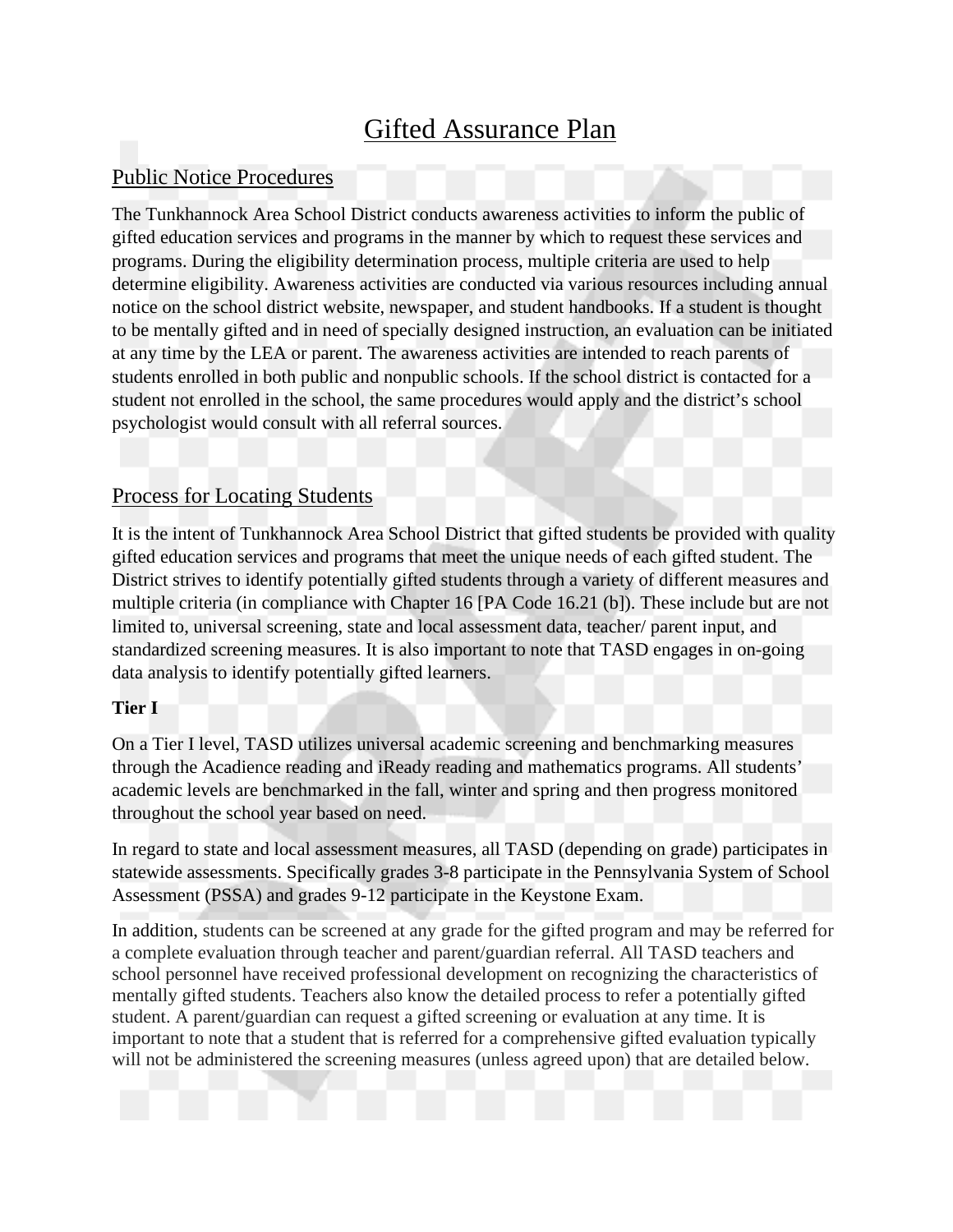# Gifted Assurance Plan

## Public Notice Procedures

The Tunkhannock Area School District conducts awareness activities to inform the public of gifted education services and programs in the manner by which to request these services and programs. During the eligibility determination process, multiple criteria are used to help determine eligibility. Awareness activities are conducted via various resources including annual notice on the school district website, newspaper, and student handbooks. If a student is thought to be mentally gifted and in need of specially designed instruction, an evaluation can be initiated at any time by the LEA or parent. The awareness activities are intended to reach parents of students enrolled in both public and nonpublic schools. If the school district is contacted for a student not enrolled in the school, the same procedures would apply and the district's school psychologist would consult with all referral sources.

## Process for Locating Students

It is the intent of Tunkhannock Area School District that gifted students be provided with quality gifted education services and programs that meet the unique needs of each gifted student. The District strives to identify potentially gifted students through a variety of different measures and multiple criteria (in compliance with Chapter 16 [PA Code 16.21 (b]). These include but are not limited to, universal screening, state and local assessment data, teacher/ parent input, and standardized screening measures. It is also important to note that TASD engages in on-going data analysis to identify potentially gifted learners.

**Tier I**

On a Tier I level, TASD utilizes universal academic screening and benchmarking measures through the Acadience reading and iReady reading and mathematics programs. All students' academic levels are benchmarked in the fall, winter and spring and then progress monitored throughout the school year based on need.

In regard to state and local assessment measures, all TASD (depending on grade) participates in statewide assessments. Specifically grades 3-8 participate in the Pennsylvania System of School Assessment (PSSA) and grades 9-12 participate in the Keystone Exam.

In addition, students can be screened at any grade for the gifted program and may be referred for a complete evaluation through teacher and parent/guardian referral. All TASD teachers and school personnel have received professional development on recognizing the characteristics of mentally gifted students. Teachers also know the detailed process to refer a potentially gifted student. A parent/guardian can request a gifted screening or evaluation at any time. It is important to note that a student that is referred for a comprehensive gifted evaluation typically will not be administered the screening measures (unless agreed upon) that are detailed below.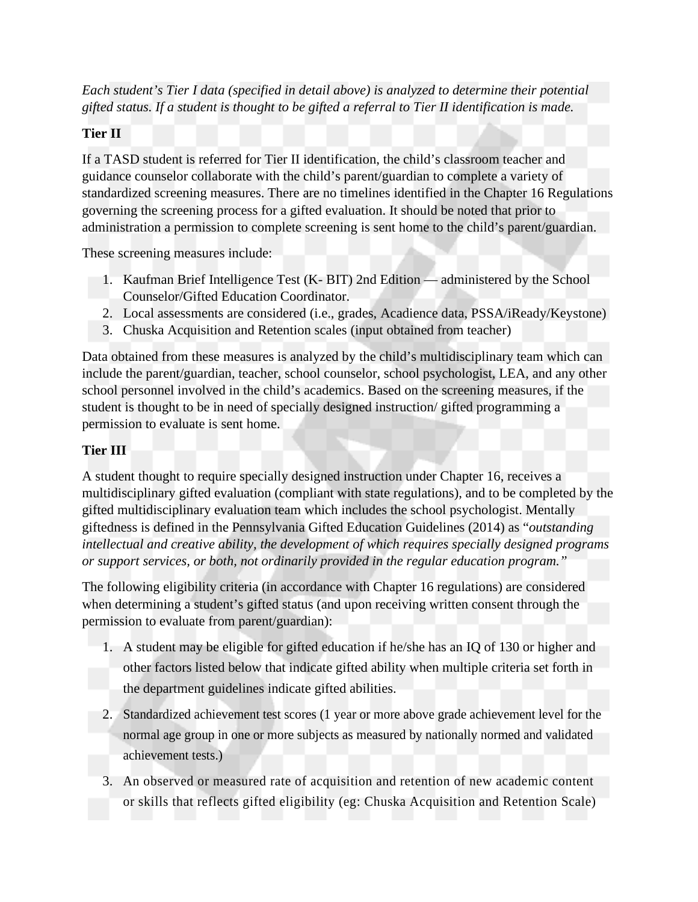*Each student's Tier I data (specified in detail above) is analyzed to determine their potential gifted status. If a student is thought to be gifted a referral to Tier II identification is made.*

**Tier II**

If a TASD student is referred for Tier II identification, the child's classroom teacher and guidance counselor collaborate with the child's parent/guardian to complete a variety of standardized screening measures. There are no timelines identified in the Chapter 16 Regulations governing the screening process for a gifted evaluation. It should be noted that prior to administration a permission to complete screening is sent home to the child's parent/guardian.

These screening measures include:

1. Kaufman Brief Intelligence Test (K- BIT) 2nd Edition — administered by the School Counselor/Gifted Education Coordinator.
2. Local assessments are considered (i.e., grades, Acadience data, PSSA/iReady/Keystone)
3. Chuska Acquisition and Retention scales (input obtained from teacher)

Data obtained from these measures is analyzed by the child's multidisciplinary team which can include the parent/guardian, teacher, school counselor, school psychologist, LEA, and any other school personnel involved in the child's academics. Based on the screening measures, if the student is thought to be in need of specially designed instruction/ gifted programming a permission to evaluate is sent home.

**Tier III**

A student thought to require specially designed instruction under Chapter 16, receives a multidisciplinary gifted evaluation (compliant with state regulations), and to be completed by the gifted multidisciplinary evaluation team which includes the school psychologist. Mentally giftedness is defined in the Pennsylvania Gifted Education Guidelines (2014) as "*outstanding intellectual and creative ability, the development of which requires specially designed programs or support services, or both, not ordinarily provided in the regular education program.*"

The following eligibility criteria (in accordance with Chapter 16 regulations) are considered when determining a student's gifted status (and upon receiving written consent through the permission to evaluate from parent/guardian):

1. A student may be eligible for gifted education if he/she has an IQ of 130 or higher and other factors listed below that indicate gifted ability when multiple criteria set forth in the department guidelines indicate gifted abilities.
2. Standardized achievement test scores (1 year or more above grade achievement level for the normal age group in one or more subjects as measured by nationally normed and validated achievement tests.)
3. An observed or measured rate of acquisition and retention of new academic content or skills that reflects gifted eligibility (eg: Chuska Acquisition and Retention Scale)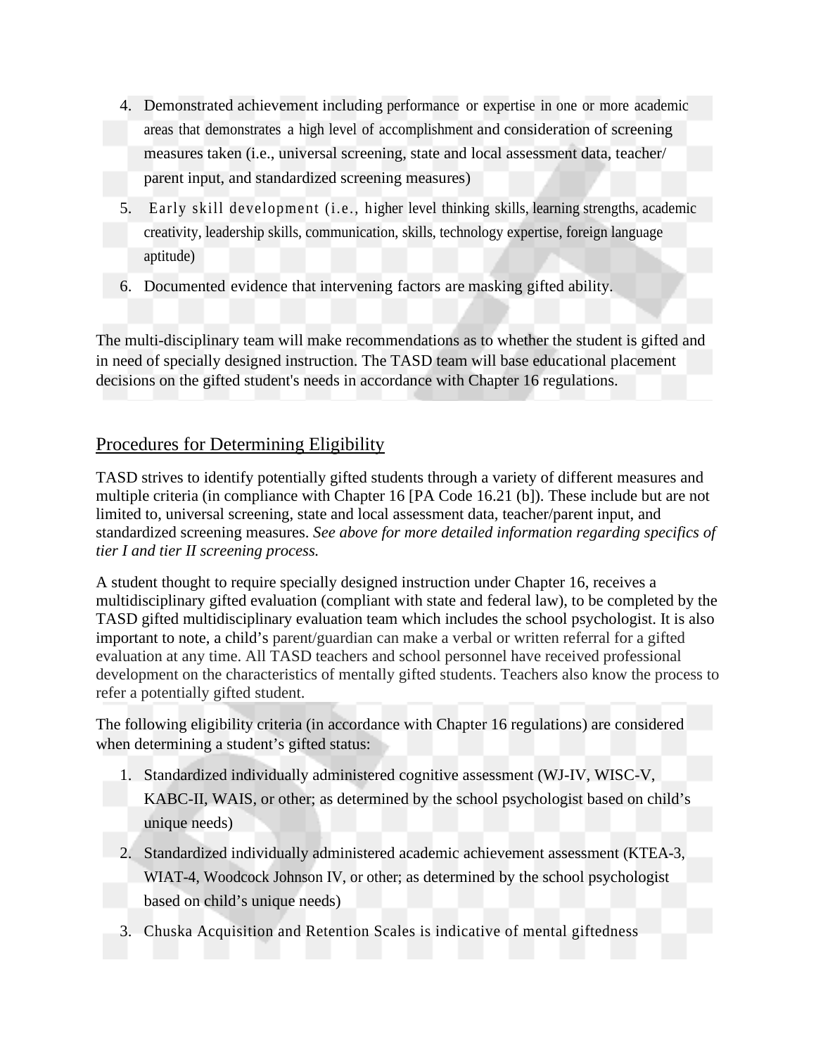4. Demonstrated achievement including performance or expertise in one or more academic areas that demonstrates a high level of accomplishment and consideration of screening measures taken (i.e., universal screening, state and local assessment data, teacher/ parent input, and standardized screening measures)
5. Early skill development (i.e., higher level thinking skills, learning strengths, academic creativity, leadership skills, communication, skills, technology expertise, foreign language aptitude)
6. Documented evidence that intervening factors are masking gifted ability.

The multi-disciplinary team will make recommendations as to whether the student is gifted and in need of specially designed instruction. The TASD team will base educational placement decisions on the gifted student's needs in accordance with Chapter 16 regulations.

## Procedures for Determining Eligibility

TASD strives to identify potentially gifted students through a variety of different measures and multiple criteria (in compliance with Chapter 16 [PA Code 16.21 (b]). These include but are not limited to, universal screening, state and local assessment data, teacher/parent input, and standardized screening measures. *See above for more detailed information regarding specifics of tier I and tier II screening process.*

A student thought to require specially designed instruction under Chapter 16, receives a multidisciplinary gifted evaluation (compliant with state and federal law), to be completed by the TASD gifted multidisciplinary evaluation team which includes the school psychologist. It is also important to note, a child's parent/guardian can make a verbal or written referral for a gifted evaluation at any time. All TASD teachers and school personnel have received professional development on the characteristics of mentally gifted students. Teachers also know the process to refer a potentially gifted student.

The following eligibility criteria (in accordance with Chapter 16 regulations) are considered when determining a student's gifted status:

1. Standardized individually administered cognitive assessment (WJ-IV, WISC-V, KABC-II, WAIS, or other; as determined by the school psychologist based on child's unique needs)
2. Standardized individually administered academic achievement assessment (KTEA-3, WIAT-4, Woodcock Johnson IV, or other; as determined by the school psychologist based on child's unique needs)
3. Chuska Acquisition and Retention Scales is indicative of mental giftedness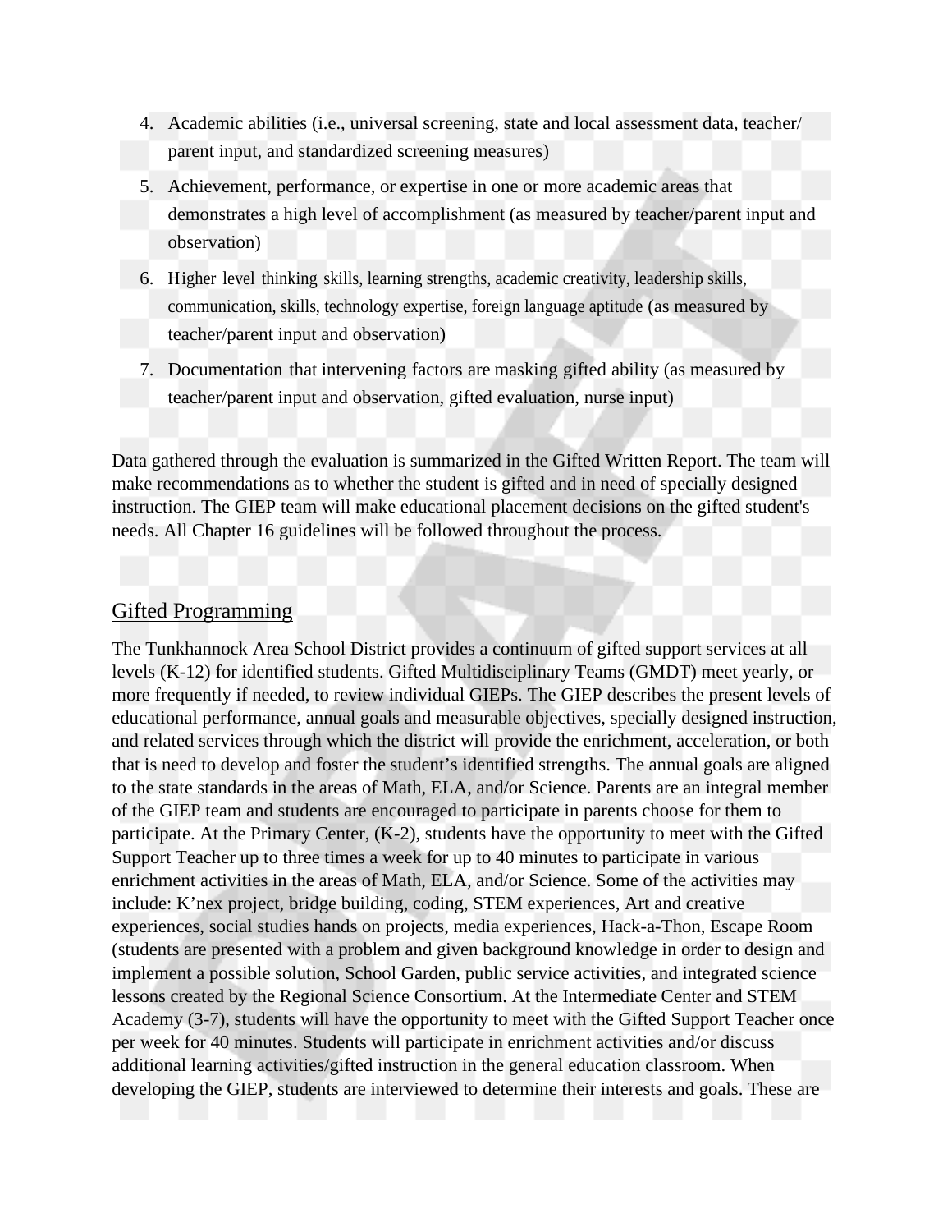4. Academic abilities (i.e., universal screening, state and local assessment data, teacher/ parent input, and standardized screening measures)
5. Achievement, performance, or expertise in one or more academic areas that demonstrates a high level of accomplishment (as measured by teacher/parent input and observation)
6. Higher level thinking skills, learning strengths, academic creativity, leadership skills, communication, skills, technology expertise, foreign language aptitude (as measured by teacher/parent input and observation)
7. Documentation that intervening factors are masking gifted ability (as measured by teacher/parent input and observation, gifted evaluation, nurse input)

Data gathered through the evaluation is summarized in the Gifted Written Report. The team will make recommendations as to whether the student is gifted and in need of specially designed instruction. The GIEP team will make educational placement decisions on the gifted student's needs. All Chapter 16 guidelines will be followed throughout the process.

## Gifted Programming

The Tunkhannock Area School District provides a continuum of gifted support services at all levels (K-12) for identified students. Gifted Multidisciplinary Teams (GMDT) meet yearly, or more frequently if needed, to review individual GIEPs. The GIEP describes the present levels of educational performance, annual goals and measurable objectives, specially designed instruction, and related services through which the district will provide the enrichment, acceleration, or both that is need to develop and foster the student's identified strengths. The annual goals are aligned to the state standards in the areas of Math, ELA, and/or Science. Parents are an integral member of the GIEP team and students are encouraged to participate in parents choose for them to participate. At the Primary Center, (K-2), students have the opportunity to meet with the Gifted Support Teacher up to three times a week for up to 40 minutes to participate in various enrichment activities in the areas of Math, ELA, and/or Science. Some of the activities may include: K'nex project, bridge building, coding, STEM experiences, Art and creative experiences, social studies hands on projects, media experiences, Hack-a-Thon, Escape Room (students are presented with a problem and given background knowledge in order to design and implement a possible solution, School Garden, public service activities, and integrated science lessons created by the Regional Science Consortium. At the Intermediate Center and STEM Academy (3-7), students will have the opportunity to meet with the Gifted Support Teacher once per week for 40 minutes. Students will participate in enrichment activities and/or discuss additional learning activities/gifted instruction in the general education classroom. When developing the GIEP, students are interviewed to determine their interests and goals. These are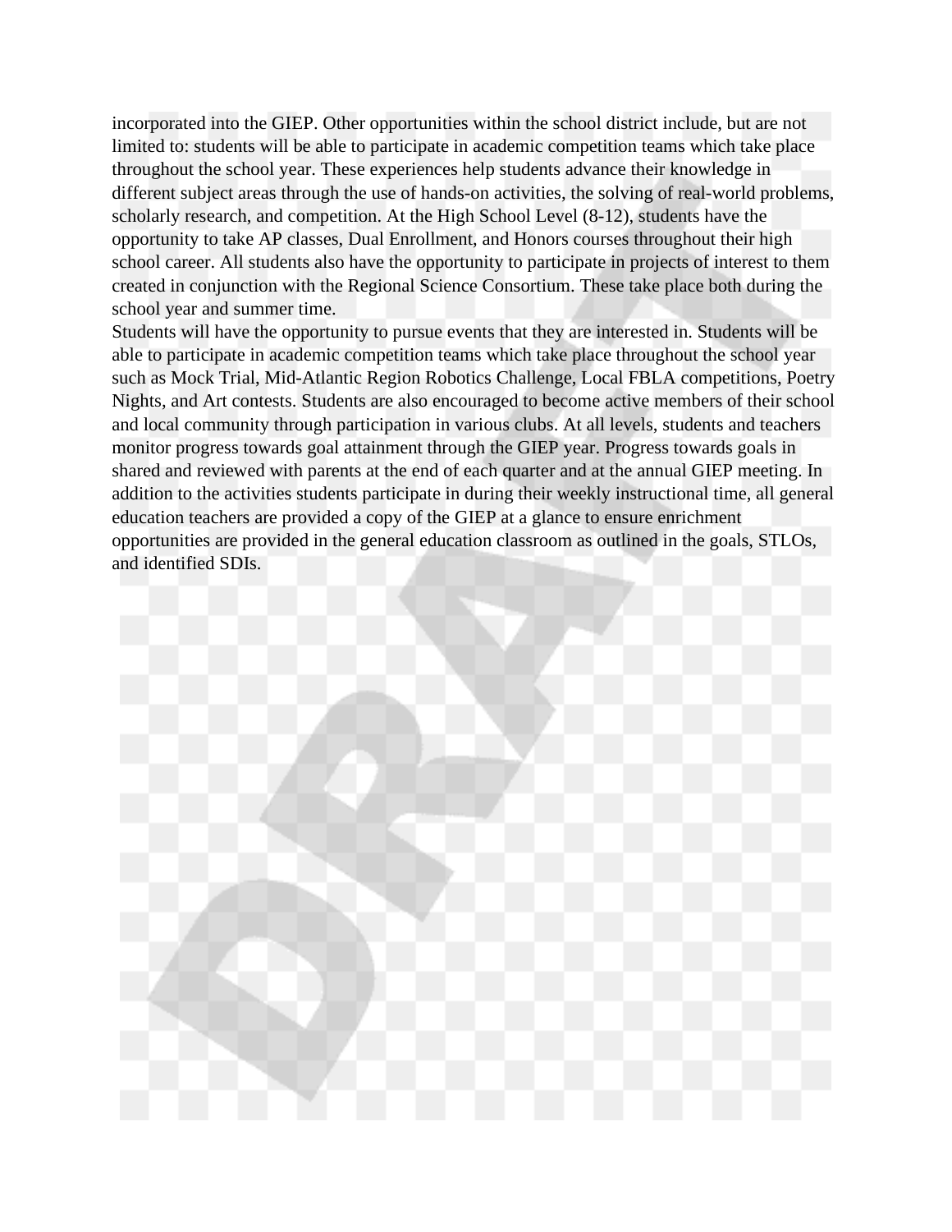incorporated into the GIEP. Other opportunities within the school district include, but are not limited to: students will be able to participate in academic competition teams which take place throughout the school year. These experiences help students advance their knowledge in different subject areas through the use of hands-on activities, the solving of real-world problems, scholarly research, and competition. At the High School Level (8-12), students have the opportunity to take AP classes, Dual Enrollment, and Honors courses throughout their high school career. All students also have the opportunity to participate in projects of interest to them created in conjunction with the Regional Science Consortium. These take place both during the school year and summer time.

Students will have the opportunity to pursue events that they are interested in. Students will be able to participate in academic competition teams which take place throughout the school year such as Mock Trial, Mid-Atlantic Region Robotics Challenge, Local FBLA competitions, Poetry Nights, and Art contests. Students are also encouraged to become active members of their school and local community through participation in various clubs. At all levels, students and teachers monitor progress towards goal attainment through the GIEP year. Progress towards goals in shared and reviewed with parents at the end of each quarter and at the annual GIEP meeting. In addition to the activities students participate in during their weekly instructional time, all general education teachers are provided a copy of the GIEP at a glance to ensure enrichment opportunities are provided in the general education classroom as outlined in the goals, STLOs, and identified SDIs.